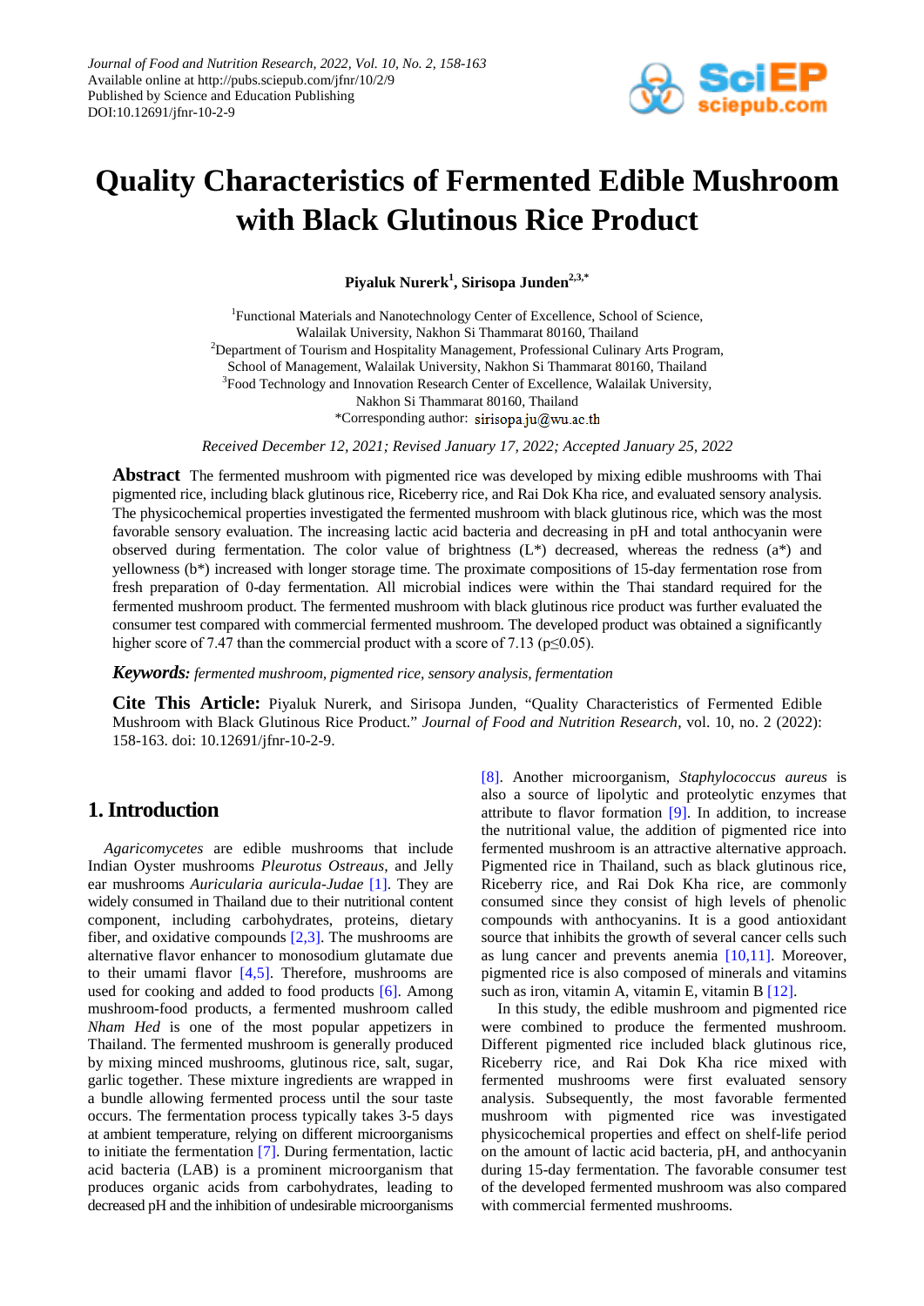Journal of Food and Nutrition Research, 2022, Vol. 10, No. 2, 158-163
Available online at http://pubs.sciepub.com/jfnr/10/2/9
Published by Science and Education Publishing
DOI:10.12691/jfnr-10-2-9

# Quality Characteristics of Fermented Edible Mushroom with Black Glutinous Rice Product

**Piyaluk Nurerk[1], Sirisopa Junden[2,3,*]**

[1]Functional Materials and Nanotechnology Center of Excellence, School of Science, Walailak University, Nakhon Si Thammarat 80160, Thailand
[2]Department of Tourism and Hospitality Management, Professional Culinary Arts Program, School of Management, Walailak University, Nakhon Si Thammarat 80160, Thailand
[3]Food Technology and Innovation Research Center of Excellence, Walailak University, Nakhon Si Thammarat 80160, Thailand
*Corresponding author: sirisopa.ju@wu.ac.th

*Received December 12, 2021; Revised January 17, 2022; Accepted January 25, 2022*

**Abstract** The fermented mushroom with pigmented rice was developed by mixing edible mushrooms with Thai pigmented rice, including black glutinous rice, Riceberry rice, and Rai Dok Kha rice, and evaluated sensory analysis. The physicochemical properties investigated the fermented mushroom with black glutinous rice, which was the most favorable sensory evaluation. The increasing lactic acid bacteria and decreasing in pH and total anthocyanin were observed during fermentation. The color value of brightness (L*) decreased, whereas the redness (a*) and yellowness (b*) increased with longer storage time. The proximate compositions of 15-day fermentation rose from fresh preparation of 0-day fermentation. All microbial indices were within the Thai standard required for the fermented mushroom product. The fermented mushroom with black glutinous rice product was further evaluated the consumer test compared with commercial fermented mushroom. The developed product was obtained a significantly higher score of 7.47 than the commercial product with a score of 7.13 ($p \leq 0.05$).

***Keywords:*** *fermented mushroom, pigmented rice, sensory analysis, fermentation*

**Cite This Article:** Piyaluk Nurerk, and Sirisopa Junden, "Quality Characteristics of Fermented Edible Mushroom with Black Glutinous Rice Product." *Journal of Food and Nutrition Research*, vol. 10, no. 2 (2022): 158-163. doi: 10.12691/jfnr-10-2-9.

## 1. Introduction

*Agaricomycetes* are edible mushrooms that include Indian Oyster mushrooms *Pleurotus Ostreaus*, and Jelly ear mushrooms *Auricularia auricula-Judae* [1]. They are widely consumed in Thailand due to their nutritional content component, including carbohydrates, proteins, dietary fiber, and oxidative compounds [2,3]. The mushrooms are alternative flavor enhancer to monosodium glutamate due to their umami flavor [4,5]. Therefore, mushrooms are used for cooking and added to food products [6]. Among mushroom-food products, a fermented mushroom called *Nham Hed* is one of the most popular appetizers in Thailand. The fermented mushroom is generally produced by mixing minced mushrooms, glutinous rice, salt, sugar, garlic together. These mixture ingredients are wrapped in a bundle allowing fermented process until the sour taste occurs. The fermentation process typically takes 3-5 days at ambient temperature, relying on different microorganisms to initiate the fermentation [7]. During fermentation, lactic acid bacteria (LAB) is a prominent microorganism that produces organic acids from carbohydrates, leading to decreased pH and the inhibition of undesirable microorganisms [8]. Another microorganism, *Staphylococcus aureus* is also a source of lipolytic and proteolytic enzymes that attribute to flavor formation [9]. In addition, to increase the nutritional value, the addition of pigmented rice into fermented mushroom is an attractive alternative approach. Pigmented rice in Thailand, such as black glutinous rice, Riceberry rice, and Rai Dok Kha rice, are commonly consumed since they consist of high levels of phenolic compounds with anthocyanins. It is a good antioxidant source that inhibits the growth of several cancer cells such as lung cancer and prevents anemia [10,11]. Moreover, pigmented rice is also composed of minerals and vitamins such as iron, vitamin A, vitamin E, vitamin B [12].

In this study, the edible mushroom and pigmented rice were combined to produce the fermented mushroom. Different pigmented rice included black glutinous rice, Riceberry rice, and Rai Dok Kha rice mixed with fermented mushrooms were first evaluated sensory analysis. Subsequently, the most favorable fermented mushroom with pigmented rice was investigated physicochemical properties and effect on shelf-life period on the amount of lactic acid bacteria, pH, and anthocyanin during 15-day fermentation. The favorable consumer test of the developed fermented mushroom was also compared with commercial fermented mushrooms.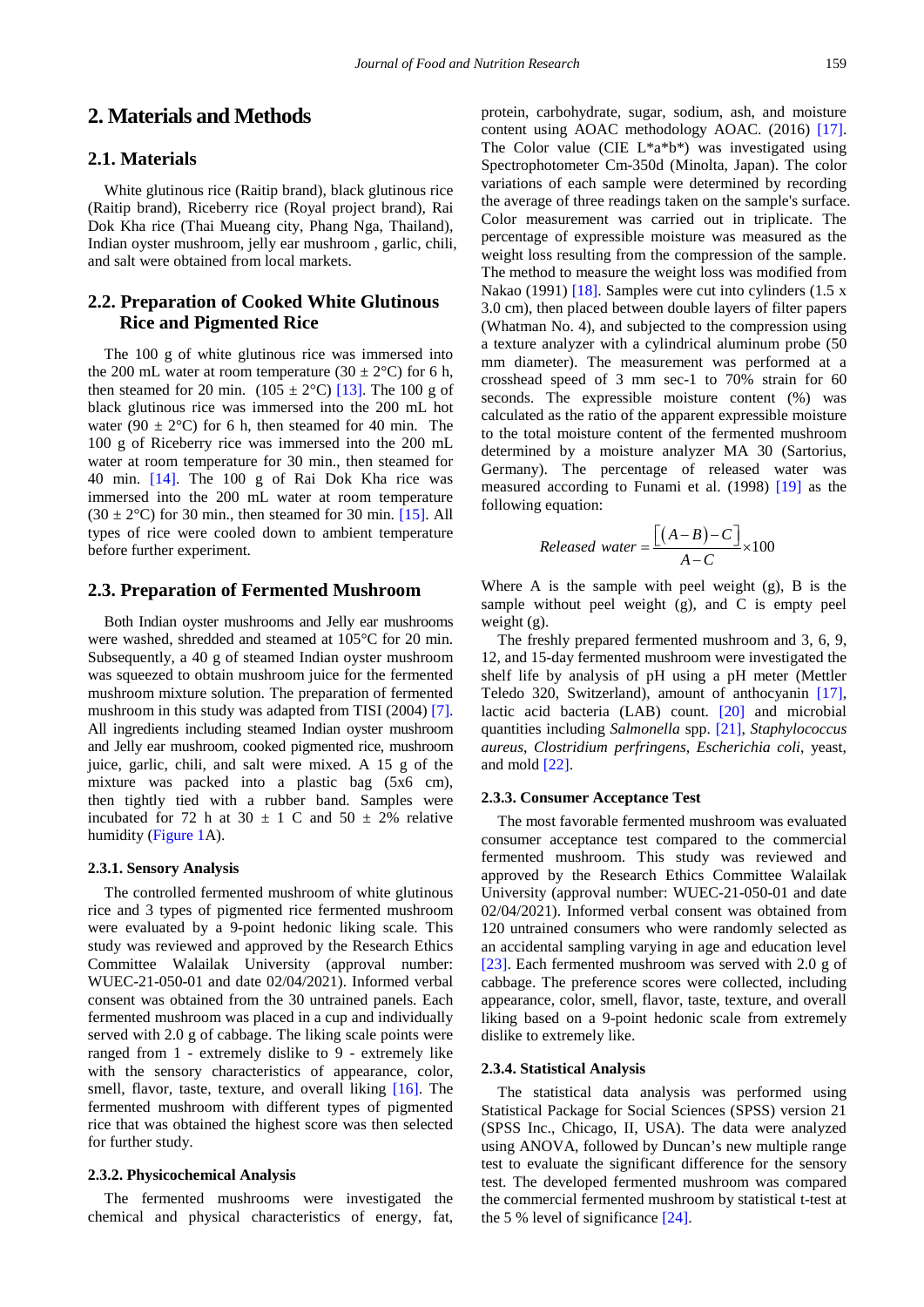## 2. Materials and Methods

### 2.1. Materials

White glutinous rice (Raitip brand), black glutinous rice (Raitip brand), Riceberry rice (Royal project brand), Rai Dok Kha rice (Thai Mueang city, Phang Nga, Thailand), Indian oyster mushroom, jelly ear mushroom , garlic, chili, and salt were obtained from local markets.

### 2.2. Preparation of Cooked White Glutinous Rice and Pigmented Rice

The 100 g of white glutinous rice was immersed into the 200 mL water at room temperature (30 ± 2°C) for 6 h, then steamed for 20 min. (105 ± 2°C) [13]. The 100 g of black glutinous rice was immersed into the 200 mL hot water (90 ± 2°C) for 6 h, then steamed for 40 min. The 100 g of Riceberry rice was immersed into the 200 mL water at room temperature for 30 min., then steamed for 40 min. [14]. The 100 g of Rai Dok Kha rice was immersed into the 200 mL water at room temperature (30 ± 2°C) for 30 min., then steamed for 30 min. [15]. All types of rice were cooled down to ambient temperature before further experiment.

### 2.3. Preparation of Fermented Mushroom

Both Indian oyster mushrooms and Jelly ear mushrooms were washed, shredded and steamed at 105°C for 20 min. Subsequently, a 40 g of steamed Indian oyster mushroom was squeezed to obtain mushroom juice for the fermented mushroom mixture solution. The preparation of fermented mushroom in this study was adapted from TISI (2004) [7]. All ingredients including steamed Indian oyster mushroom and Jelly ear mushroom, cooked pigmented rice, mushroom juice, garlic, chili, and salt were mixed. A 15 g of the mixture was packed into a plastic bag (5x6 cm), then tightly tied with a rubber band. Samples were incubated for 72 h at 30 ± 1 C and 50 ± 2% relative humidity (Figure 1A).

#### 2.3.1. Sensory Analysis

The controlled fermented mushroom of white glutinous rice and 3 types of pigmented rice fermented mushroom were evaluated by a 9-point hedonic liking scale. This study was reviewed and approved by the Research Ethics Committee Walailak University (approval number: WUEC-21-050-01 and date 02/04/2021). Informed verbal consent was obtained from the 30 untrained panels. Each fermented mushroom was placed in a cup and individually served with 2.0 g of cabbage. The liking scale points were ranged from 1 - extremely dislike to 9 - extremely like with the sensory characteristics of appearance, color, smell, flavor, taste, texture, and overall liking [16]. The fermented mushroom with different types of pigmented rice that was obtained the highest score was then selected for further study.

#### 2.3.2. Physicochemical Analysis

The fermented mushrooms were investigated the chemical and physical characteristics of energy, fat, protein, carbohydrate, sugar, sodium, ash, and moisture content using AOAC methodology AOAC. (2016) [17]. The Color value (CIE L*a*b*) was investigated using Spectrophotometer Cm-350d (Minolta, Japan). The color variations of each sample were determined by recording the average of three readings taken on the sample's surface. Color measurement was carried out in triplicate. The percentage of expressible moisture was measured as the weight loss resulting from the compression of the sample. The method to measure the weight loss was modified from Nakao (1991) [18]. Samples were cut into cylinders (1.5 x 3.0 cm), then placed between double layers of filter papers (Whatman No. 4), and subjected to the compression using a texture analyzer with a cylindrical aluminum probe (50 mm diameter). The measurement was performed at a crosshead speed of 3 mm sec-1 to 70% strain for 60 seconds. The expressible moisture content (%) was calculated as the ratio of the apparent expressible moisture to the total moisture content of the fermented mushroom determined by a moisture analyzer MA 30 (Sartorius, Germany). The percentage of released water was measured according to Funami et al. (1998) [19] as the following equation:

$$Released\ water = \frac{\left[(A-B)-C\right]}{A-C} \times 100$$

Where A is the sample with peel weight (g), B is the sample without peel weight (g), and C is empty peel weight (g).

The freshly prepared fermented mushroom and 3, 6, 9, 12, and 15-day fermented mushroom were investigated the shelf life by analysis of pH using a pH meter (Mettler Teledo 320, Switzerland), amount of anthocyanin [17], lactic acid bacteria (LAB) count. [20] and microbial quantities including *Salmonella* spp. [21], *Staphylococcus aureus*, *Clostridium perfringens*, *Escherichia coli*, yeast, and mold [22].

#### 2.3.3. Consumer Acceptance Test

The most favorable fermented mushroom was evaluated consumer acceptance test compared to the commercial fermented mushroom. This study was reviewed and approved by the Research Ethics Committee Walailak University (approval number: WUEC-21-050-01 and date 02/04/2021). Informed verbal consent was obtained from 120 untrained consumers who were randomly selected as an accidental sampling varying in age and education level [23]. Each fermented mushroom was served with 2.0 g of cabbage. The preference scores were collected, including appearance, color, smell, flavor, taste, texture, and overall liking based on a 9-point hedonic scale from extremely dislike to extremely like.

#### 2.3.4. Statistical Analysis

The statistical data analysis was performed using Statistical Package for Social Sciences (SPSS) version 21 (SPSS Inc., Chicago, Il, USA). The data were analyzed using ANOVA, followed by Duncan's new multiple range test to evaluate the significant difference for the sensory test. The developed fermented mushroom was compared the commercial fermented mushroom by statistical t-test at the 5 % level of significance [24].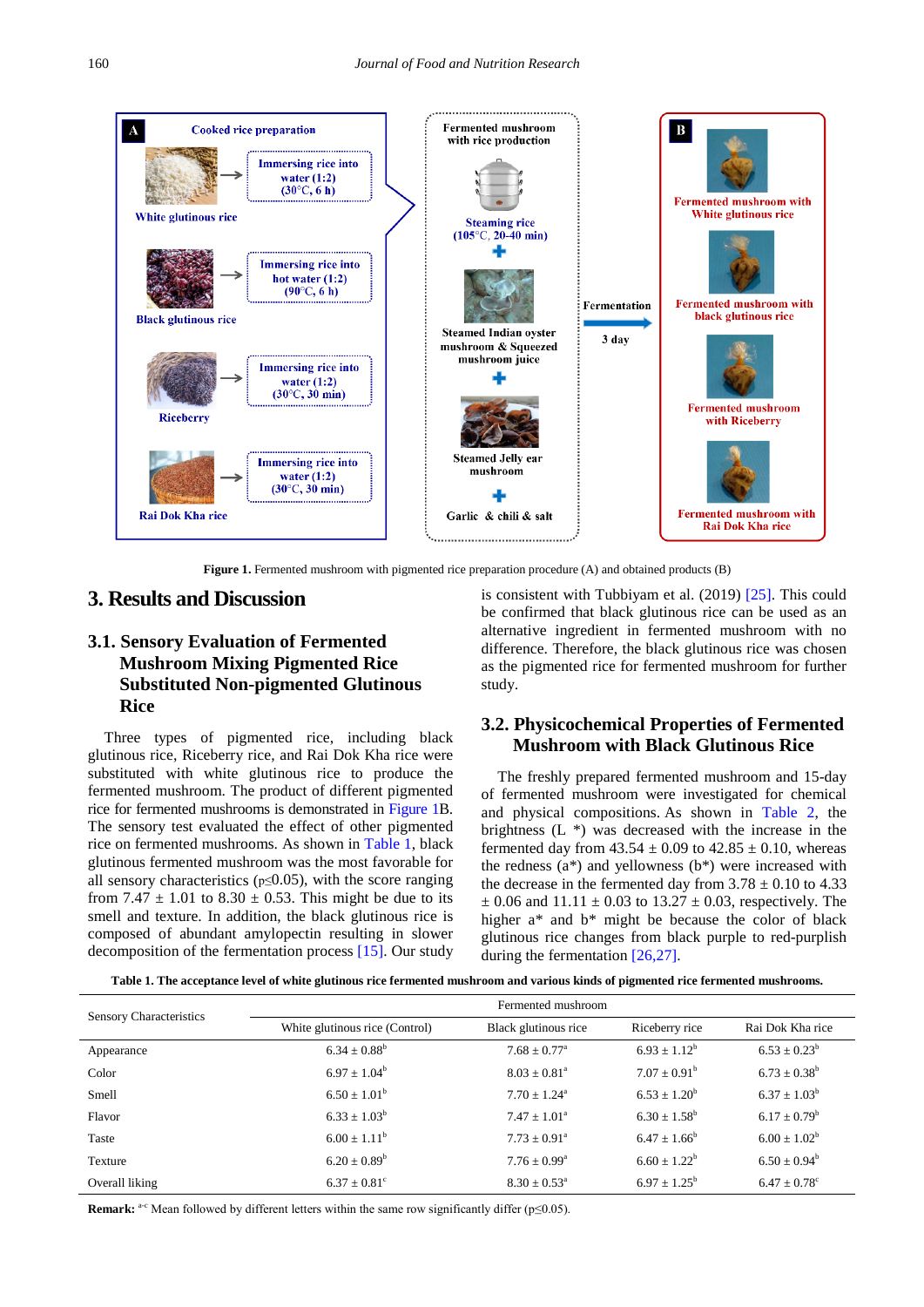**Figure 1.** Fermented mushroom with pigmented rice preparation procedure (A) and obtained products (B)

## 3. Results and Discussion

### 3.1. Sensory Evaluation of Fermented Mushroom Mixing Pigmented Rice Substituted Non-pigmented Glutinous Rice

Three types of pigmented rice, including black glutinous rice, Riceberry rice, and Rai Dok Kha rice were substituted with white glutinous rice to produce the fermented mushroom. The product of different pigmented rice for fermented mushrooms is demonstrated in Figure 1B. The sensory test evaluated the effect of other pigmented rice on fermented mushrooms. As shown in Table 1, black glutinous fermented mushroom was the most favorable for all sensory characteristics ($p \leq 0.05$), with the score ranging from 7.47 ± 1.01 to 8.30 ± 0.53. This might be due to its smell and texture. In addition, the black glutinous rice is composed of abundant amylopectin resulting in slower decomposition of the fermentation process [15]. Our study is consistent with Tubbiyam et al. (2019) [25]. This could be confirmed that black glutinous rice can be used as an alternative ingredient in fermented mushroom with no difference. Therefore, the black glutinous rice was chosen as the pigmented rice for fermented mushroom for further study.

### 3.2. Physicochemical Properties of Fermented Mushroom with Black Glutinous Rice

The freshly prepared fermented mushroom and 15-day of fermented mushroom were investigated for chemical and physical compositions. As shown in Table 2, the brightness (L *) was decreased with the increase in the fermented day from 43.54 ± 0.09 to 42.85 ± 0.10, whereas the redness (a*) and yellowness (b*) were increased with the decrease in the fermented day from 3.78 ± 0.10 to 4.33 ± 0.06 and 11.11 ± 0.03 to 13.27 ± 0.03, respectively. The higher a* and b* might be because the color of black glutinous rice changes from black purple to red-purplish during the fermentation [26,27].

**Table 1. The acceptance level of white glutinous rice fermented mushroom and various kinds of pigmented rice fermented mushrooms.**

| Sensory Characteristics | Fermented mushroom | | | |
|---|---|---|---|---|
| | White glutinous rice (Control) | Black glutinous rice | Riceberry rice | Rai Dok Kha rice |
| Appearance | 6.34 ± 0.88$^{b}$ | 7.68 ± 0.77$^{a}$ | 6.93 ± 1.12$^{b}$ | 6.53 ± 0.23$^{b}$ |
| Color | 6.97 ± 1.04$^{b}$ | 8.03 ± 0.81$^{a}$ | 7.07 ± 0.91$^{b}$ | 6.73 ± 0.38$^{b}$ |
| Smell | 6.50 ± 1.01$^{b}$ | 7.70 ± 1.24$^{a}$ | 6.53 ± 1.20$^{b}$ | 6.37 ± 1.03$^{b}$ |
| Flavor | 6.33 ± 1.03$^{b}$ | 7.47 ± 1.01$^{a}$ | 6.30 ± 1.58$^{b}$ | 6.17 ± 0.79$^{b}$ |
| Taste | 6.00 ± 1.11$^{b}$ | 7.73 ± 0.91$^{a}$ | 6.47 ± 1.66$^{b}$ | 6.00 ± 1.02$^{b}$ |
| Texture | 6.20 ± 0.89$^{b}$ | 7.76 ± 0.99$^{a}$ | 6.60 ± 1.22$^{b}$ | 6.50 ± 0.94$^{b}$ |
| Overall liking | 6.37 ± 0.81$^{c}$ | 8.30 ± 0.53$^{a}$ | 6.97 ± 1.25$^{b}$ | 6.47 ± 0.78$^{c}$ |

**Remark:** $^{a-c}$ Mean followed by different letters within the same row significantly differ ($p \leq 0.05$).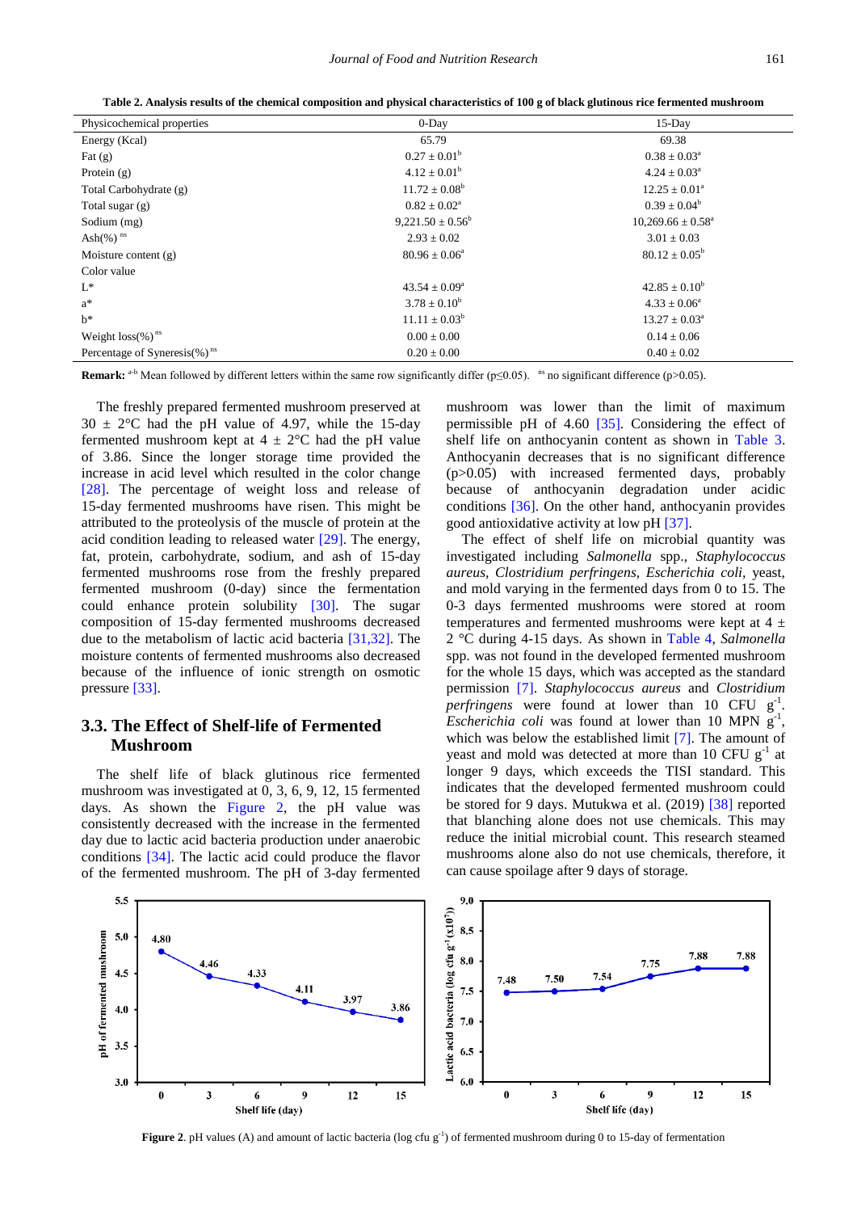**Table 2. Analysis results of the chemical composition and physical characteristics of 100 g of black glutinous rice fermented mushroom**

| Physicochemical properties | 0-Day | 15-Day |
|---|---|---|
| Energy (Kcal) | 65.79 | 69.38 |
| Fat (g) | $0.27 \pm 0.01^{b}$ | $0.38 \pm 0.03^{a}$ |
| Protein (g) | $4.12 \pm 0.01^{b}$ | $4.24 \pm 0.03^{a}$ |
| Total Carbohydrate (g) | $11.72 \pm 0.08^{b}$ | $12.25 \pm 0.01^{a}$ |
| Total sugar (g) | $0.82 \pm 0.02^{a}$ | $0.39 \pm 0.04^{b}$ |
| Sodium (mg) | $9{,}221.50 \pm 0.56^{b}$ | $10{,}269.66 \pm 0.58^{a}$ |
| Ash(%) $^{ns}$ | $2.93 \pm 0.02$ | $3.01 \pm 0.03$ |
| Moisture content (g) | $80.96 \pm 0.06^{a}$ | $80.12 \pm 0.05^{b}$ |
| Color value | | |
| L* | $43.54 \pm 0.09^{a}$ | $42.85 \pm 0.10^{b}$ |
| a* | $3.78 \pm 0.10^{b}$ | $4.33 \pm 0.06^{a}$ |
| b* | $11.11 \pm 0.03^{b}$ | $13.27 \pm 0.03^{a}$ |
| Weight loss(%) $^{ns}$ | $0.00 \pm 0.00$ | $0.14 \pm 0.06$ |
| Percentage of Syneresis(%) $^{ns}$ | $0.20 \pm 0.00$ | $0.40 \pm 0.02$ |

**Remark:** $^{a\text{-}b}$ Mean followed by different letters within the same row significantly differ ($p \leq 0.05$). $^{ns}$ no significant difference ($p > 0.05$).

The freshly prepared fermented mushroom preserved at $30 \pm 2$°C had the pH value of 4.97, while the 15-day fermented mushroom kept at $4 \pm 2$°C had the pH value of 3.86. Since the longer storage time provided the increase in acid level which resulted in the color change [28]. The percentage of weight loss and release of 15-day fermented mushrooms have risen. This might be attributed to the proteolysis of the muscle of protein at the acid condition leading to released water [29]. The energy, fat, protein, carbohydrate, sodium, and ash of 15-day fermented mushrooms rose from the freshly prepared fermented mushroom (0-day) since the fermentation could enhance protein solubility [30]. The sugar composition of 15-day fermented mushrooms decreased due to the metabolism of lactic acid bacteria [31,32]. The moisture contents of fermented mushrooms also decreased because of the influence of ionic strength on osmotic pressure [33].

## 3.3. The Effect of Shelf-life of Fermented Mushroom

The shelf life of black glutinous rice fermented mushroom was investigated at 0, 3, 6, 9, 12, 15 fermented days. As shown the Figure 2, the pH value was consistently decreased with the increase in the fermented day due to lactic acid bacteria production under anaerobic conditions [34]. The lactic acid could produce the flavor of the fermented mushroom. The pH of 3-day fermented mushroom was lower than the limit of maximum permissible pH of 4.60 [35]. Considering the effect of shelf life on anthocyanin content as shown in Table 3. Anthocyanin decreases that is no significant difference ($p > 0.05$) with increased fermented days, probably because of anthocyanin degradation under acidic conditions [36]. On the other hand, anthocyanin provides good antioxidative activity at low pH [37].

The effect of shelf life on microbial quantity was investigated including *Salmonella* spp., *Staphylococcus aureus, Clostridium perfringens, Escherichia coli*, yeast, and mold varying in the fermented days from 0 to 15. The 0-3 days fermented mushrooms were stored at room temperatures and fermented mushrooms were kept at $4 \pm 2$ °C during 4-15 days. As shown in Table 4, *Salmonella* spp. was not found in the developed fermented mushroom for the whole 15 days, which was accepted as the standard permission [7]. *Staphylococcus aureus* and *Clostridium perfringens* were found at lower than 10 CFU $g^{-1}$. *Escherichia coli* was found at lower than 10 MPN $g^{-1}$, which was below the established limit [7]. The amount of yeast and mold was detected at more than 10 CFU $g^{-1}$ at longer 9 days, which exceeds the TISI standard. This indicates that the developed fermented mushroom could be stored for 9 days. Mutukwa et al. (2019) [38] reported that blanching alone does not use chemicals. This may reduce the initial microbial count. This research steamed mushrooms alone also do not use chemicals, therefore, it can cause spoilage after 9 days of storage.

**Figure 2**. pH values (A) and amount of lactic bacteria (log cfu $g^{-1}$) of fermented mushroom during 0 to 15-day of fermentation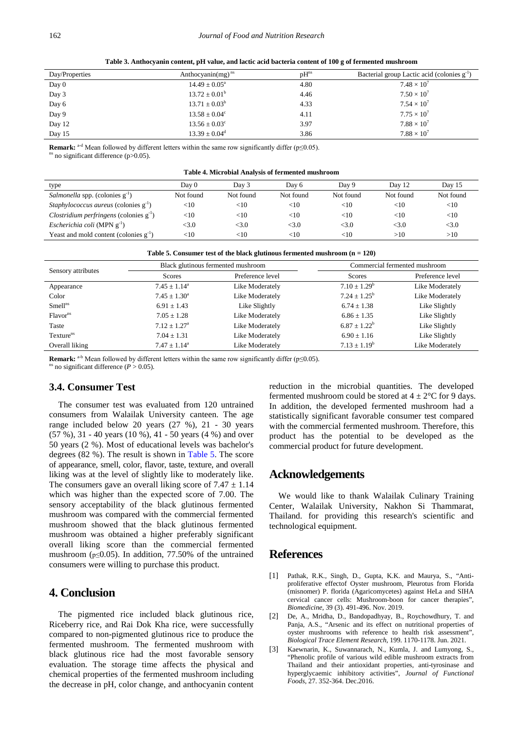**Table 3. Anthocyanin content, pH value, and lactic acid bacteria content of 100 g of fermented mushroom**

| Day/Properties | Anthocyanin(mg) [ns] | pH [ns] | Bacterial group Lactic acid (colonies $g^{-1}$) |
|---|---|---|---|
| Day 0 | $14.49 \pm 0.05^a$ | 4.80 | $7.48 \times 10^7$ |
| Day 3 | $13.72 \pm 0.01^b$ | 4.46 | $7.50 \times 10^7$ |
| Day 6 | $13.71 \pm 0.03^b$ | 4.33 | $7.54 \times 10^7$ |
| Day 9 | $13.58 \pm 0.04^c$ | 4.11 | $7.75 \times 10^7$ |
| Day 12 | $13.56 \pm 0.03^c$ | 3.97 | $7.88 \times 10^7$ |
| Day 15 | $13.39 \pm 0.04^d$ | 3.86 | $7.88 \times 10^7$ |

**Remark:** [a-d] Mean followed by different letters within the same row significantly differ ($p \leq 0.05$).
[ns] no significant difference ($p > 0.05$).

**Table 4. Microbial Analysis of fermented mushroom**

| type | Day 0 | Day 3 | Day 6 | Day 9 | Day 12 | Day 15 |
|---|---|---|---|---|---|---|
| *Salmonella* spp. (colonies $g^{-1}$) | Not found | Not found | Not found | Not found | Not found | Not found |
| *Staphylococcus aureus* (colonies $g^{-1}$) | <10 | <10 | <10 | <10 | <10 | <10 |
| *Clostridium perfringens* (colonies $g^{-1}$) | <10 | <10 | <10 | <10 | <10 | <10 |
| *Escherichia coli* (MPN $g^{-1}$) | <3.0 | <3.0 | <3.0 | <3.0 | <3.0 | <3.0 |
| Yeast and mold content (colonies $g^{-1}$) | <10 | <10 | <10 | <10 | >10 | >10 |

**Table 5. Consumer test of the black glutinous fermented mushroom (n = 120)**

| Sensory attributes | Black glutinous fermented mushroom | | Commercial fermented mushroom | |
|---|---|---|---|---|
| | Scores | Preference level | Scores | Preference level |
| Appearance | $7.45 \pm 1.14^a$ | Like Moderately | $7.10 \pm 1.29^b$ | Like Moderately |
| Color | $7.45 \pm 1.30^a$ | Like Moderately | $7.24 \pm 1.25^b$ | Like Moderately |
| Smell [ns] | $6.91 \pm 1.43$ | Like Slightly | $6.74 \pm 1.38$ | Like Slightly |
| Flavor [ns] | $7.05 \pm 1.28$ | Like Moderately | $6.86 \pm 1.35$ | Like Slightly |
| Taste | $7.12 \pm 1.27^a$ | Like Moderately | $6.87 \pm 1.22^b$ | Like Slightly |
| Texture [ns] | $7.04 \pm 1.31$ | Like Moderately | $6.90 \pm 1.16$ | Like Slightly |
| Overall liking | $7.47 \pm 1.14^a$ | Like Moderately | $7.13 \pm 1.19^b$ | Like Moderately |

**Remark:** [a-b] Mean followed by different letters within the same row significantly differ ($p \leq 0.05$).
[ns] no significant difference ($P > 0.05$).

### 3.4. Consumer Test

The consumer test was evaluated from 120 untrained consumers from Walailak University canteen. The age range included below 20 years (27 %), 21 - 30 years (57 %), 31 - 40 years (10 %), 41 - 50 years (4 %) and over 50 years (2 %). Most of educational levels was bachelor's degrees (82 %). The result is shown in Table 5. The score of appearance, smell, color, flavor, taste, texture, and overall liking was at the level of slightly like to moderately like. The consumers gave an overall liking score of $7.47 \pm 1.14$ which was higher than the expected score of 7.00. The sensory acceptability of the black glutinous fermented mushroom was compared with the commercial fermented mushroom showed that the black glutinous fermented mushroom was obtained a higher preferably significant overall liking score than the commercial fermented mushroom ($p \leq 0.05$). In addition, 77.50% of the untrained consumers were willing to purchase this product.

## 4. Conclusion

The pigmented rice included black glutinous rice, Riceberry rice, and Rai Dok Kha rice, were successfully compared to non-pigmented glutinous rice to produce the fermented mushroom. The fermented mushroom with black glutinous rice had the most favorable sensory evaluation. The storage time affects the physical and chemical properties of the fermented mushroom including the decrease in pH, color change, and anthocyanin content reduction in the microbial quantities. The developed fermented mushroom could be stored at $4 \pm 2$°C for 9 days. In addition, the developed fermented mushroom had a statistically significant favorable consumer test compared with the commercial fermented mushroom. Therefore, this product has the potential to be developed as the commercial product for future development.

## Acknowledgements

We would like to thank Walailak Culinary Training Center, Walailak University, Nakhon Si Thammarat, Thailand. for providing this research's scientific and technological equipment.

## References

[1] Pathak, R.K., Singh, D., Gupta, K.K. and Maurya, S., "Anti-proliferative effectof Oyster mushroom, Pleurotus from Florida (misnomer) P. florida (Agaricomycetes) against HeLa and SIHA cervical cancer cells: Mushroom-boon for cancer therapies", *Biomedicine*, 39 (3). 491-496. Nov. 2019.

[2] De, A., Mridha, D., Bandopadhyay, B., Roychowdhury, T. and Panja, A.S., "Arsenic and its effect on nutritional properties of oyster mushrooms with reference to health risk assessment", *Biological Trace Element Research*, 199. 1170-1178. Jun. 2021.

[3] Kaewnarin, K., Suwannarach, N., Kumla, J. and Lumyong, S., "Phenolic profile of various wild edible mushroom extracts from Thailand and their antioxidant properties, anti-tyrosinase and hyperglycaemic inhibitory activities", *Journal of Functional Foods*, 27. 352-364. Dec.2016.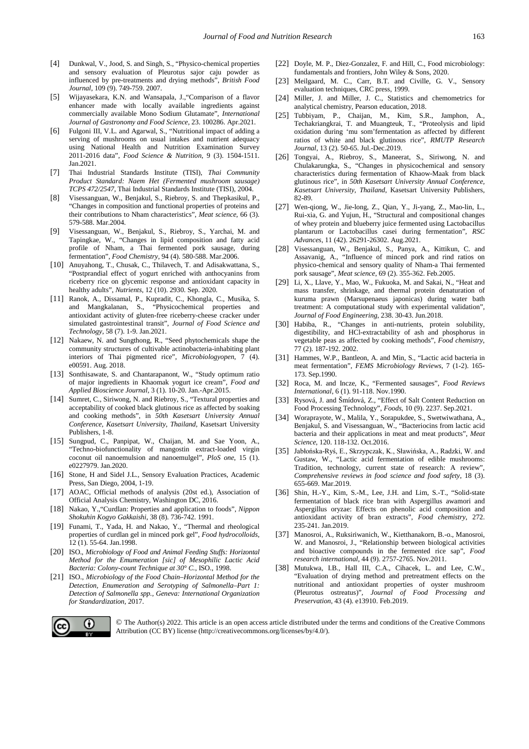[4] Dunkwal, V., Jood, S. and Singh, S., "Physico-chemical properties and sensory evaluation of Pleurotus sajor caju powder as influenced by pre-treatments and drying methods", *British Food Journal*, 109 (9). 749-759. 2007.

[5] Wijayasekara, K.N. and Wansapala, J.,"Comparison of a flavor enhancer made with locally available ingredients against commercially available Mono Sodium Glutamate", *International Journal of Gastronomy and Food Science*, 23. 100286. Apr.2021.

[6] Fulgoni III, V.L. and Agarwal, S., "Nutritional impact of adding a serving of mushrooms on usual intakes and nutrient adequacy using National Health and Nutrition Examination Survey 2011-2016 data", *Food Science & Nutrition*, 9 (3). 1504-1511. Jan.2021.

[7] Thai Industrial Standards Institute (TISI), *Thai Community Product Standard: Naem Het (Fermented mushroom sausage) TCPS 472/2547*, Thai Industrial Standards Institute (TISI), 2004.

[8] Visessanguan, W., Benjakul, S., Riebroy, S. and Thepkasikul, P., "Changes in composition and functional properties of proteins and their contributions to Nham characteristics", *Meat science*, 66 (3). 579-588. Mar.2004.

[9] Visessanguan, W., Benjakul, S., Riebroy, S., Yarchai, M. and Tapingkae, W., "Changes in lipid composition and fatty acid profile of Nham, a Thai fermented pork sausage, during fermentation", *Food Chemistry*, 94 (4). 580-588. Mar.2006.

[10] Anuyahong, T., Chusak, C., Thilavech, T. and Adisakwattana, S., "Postprandial effect of yogurt enriched with anthocyanins from riceberry rice on glycemic response and antioxidant capacity in healthy adults", *Nutrients*, 12 (10). 2930. Sep. 2020.

[11] Ranok, A., Dissamal, P., Kupradit, C., Khongla, C., Musika, S. and Mangkalanan, S., "Physicochemical properties and antioxidant activity of gluten-free riceberry-cheese cracker under simulated gastrointestinal transit", *Journal of Food Science and Technology*, 58 (7). 1-9. Jan.2021.

[12] Nakaew, N. and Sungthong, R., "Seed phytochemicals shape the community structures of cultivable actinobacteria-inhabiting plant interiors of Thai pigmented rice", *Microbiologyopen*, 7 (4). e00591. Aug. 2018.

[13] Sonthisawate, S. and Chantarapanont, W., "Study optimum ratio of major ingredients in Khaomak yogurt ice cream", *Food and Applied Bioscience Journal*, 3 (1). 10-20. Jan.-Apr.2015.

[14] Sumret, C., Siriwong, N. and Riebroy, S., "Textural properties and acceptability of cooked black glutinous rice as affected by soaking and cooking methods", in *50th Kasetsart University Annual Conference, Kasetsart University, Thailand*, Kasetsart University Publishers, 1-8.

[15] Sungpud, C., Panpipat, W., Chaijan, M. and Sae Yoon, A., "Techno-biofunctionality of mangostin extract-loaded virgin coconut oil nanoemulsion and nanoemulgel", *PloS one*, 15 (1). e0227979. Jan.2020.

[16] Stone, H and Sidel J.L., Sensory Evaluation Practices, Academic Press, San Diego, 2004, 1-19.

[17] AOAC, Official methods of analysis (20st ed.), Association of Official Analysis Chemistry, Washington DC, 2016.

[18] Nakao, Y.,"Curdlan: Properties and application to foods", *Nippon Shokuhin Kogyo Gakkaishi*, 38 (8). 736-742. 1991.

[19] Funami, T., Yada, H. and Nakao, Y., "Thermal and rheological properties of curdlan gel in minced pork gel", *Food hydrocolloids*, 12 (1). 55-64. Jan.1998.

[20] ISO., *Microbiology of Food and Animal Feeding Stuffs: Horizontal Method for the Enumeration [sic] of Mesophilic Lactic Acid Bacteria: Colony-count Technique at 30° C.*, ISO., 1998.

[21] ISO., *Microbiology of the Food Chain–Horizontal Method for the Detection, Enumeration and Serotyping of Salmonella–Part 1: Detection of Salmonella spp., Geneva: International Organization for Standardization*, 2017.

[22] Doyle, M. P., Diez-Gonzalez, F. and Hill, C., Food microbiology: fundamentals and frontiers, John Wiley & Sons, 2020.

[23] Meilgaard, M. C., Carr, B.T. and Civille, G. V., Sensory evaluation techniques, CRC press, 1999.

[24] Miller, J. and Miller, J. C., Statistics and chemometrics for analytical chemistry, Pearson education, 2018.

[25] Tubbiyam, P., Chaijan, M., Kim, S.R., Jamphon, A., Techakriangkrai, T. and Muangteuk, T., "Proteolysis and lipid oxidation during 'mu som'fermentation as affected by different ratios of white and black glutinous rice", *RMUTP Research Journal*, 13 (2). 50-65. Jul.-Dec.2019.

[26] Tongyai, A., Riebroy, S., Maneerat, S., Siriwong, N. and Chulakarungka, S., "Changes in physicochemical and sensory characteristics during fermentation of Khaow-Maak from black glutinous rice", in *50th Kasetsart University Annual Conference, Kasetsart University, Thailand*, Kasetsart University Publishers, 82-89.

[27] Wen-qiong, W., Jie-long, Z., Qian, Y., Ji-yang, Z., Mao-lin, L., Rui-xia, G. and Yujun, H., "Structural and compositional changes of whey protein and blueberry juice fermented using Lactobacillus plantarum or Lactobacillus casei during fermentation", *RSC Advances*, 11 (42). 26291-26302. Aug.2021.

[28] Visessanguan, W., Benjakul, S., Panya, A., Kittikun, C. and Assavanig, A., "Influence of minced pork and rind ratios on physico-chemical and sensory quality of Nham-a Thai fermented pork sausage", *Meat science*, 69 (2). 355-362. Feb.2005.

[29] Li, X., Llave, Y., Mao, W., Fukuoka, M. and Sakai, N., "Heat and mass transfer, shrinkage, and thermal protein denaturation of kuruma prawn (Marsupenaeus japonicas) during water bath treatment: A computational study with experimental validation", *Journal of Food Engineering*, 238. 30-43. Jun.2018.

[30] Habiba, R., "Changes in anti-nutrients, protein solubility, digestibility, and HCl-extractability of ash and phosphorus in vegetable peas as affected by cooking methods", *Food chemistry*, 77 (2). 187-192. 2002.

[31] Hammes, W.P., Bantleon, A. and Min, S., "Lactic acid bacteria in meat fermentation", *FEMS Microbiology Reviews*, 7 (1-2). 165-173. Sep.1990.

[32] Roca, M. and Incze, K., "Fermented sausages", *Food Reviews International*, 6 (1). 91-118. Nov.1990.

[33] Rysová, J. and Šmídová, Z., "Effect of Salt Content Reduction on Food Processing Technology", *Foods*, 10 (9). 2237. Sep.2021.

[34] Woraprayote, W., Malila, Y., Sorapukdee, S., Swetwiwathana, A., Benjakul, S. and Visessanguan, W., "Bacteriocins from lactic acid bacteria and their applications in meat and meat products", *Meat Science*, 120. 118-132. Oct.2016.

[35] Jabłońska-Ryś, E., Skrzypczak, K., Sławińska, A., Radzki, W. and Gustaw, W., "Lactic acid fermentation of edible mushrooms: Tradition, technology, current state of research: A review", *Comprehensive reviews in food science and food safety*, 18 (3). 655-669. Mar.2019.

[36] Shin, H.-Y., Kim, S.-M., Lee, J.H. and Lim, S.-T., "Solid-state fermentation of black rice bran with Aspergillus awamori and Aspergillus oryzae: Effects on phenolic acid composition and antioxidant activity of bran extracts", *Food chemistry*, 272. 235-241. Jan.2019.

[37] Manosroi, A., Ruksiriwanich, W., Kietthanakorn, B.-o., Manosroi, W. and Manosroi, J., "Relationship between biological activities and bioactive compounds in the fermented rice sap", *Food research international*, 44 (9). 2757-2765. Nov.2011.

[38] Mutukwa, I.B., Hall III, C.A., Cihacek, L. and Lee, C.W., "Evaluation of drying method and pretreatment effects on the nutritional and antioxidant properties of oyster mushroom (Pleurotus ostreatus)", *Journal of Food Processing and Preservation*, 43 (4). e13910. Feb.2019.

© The Author(s) 2022. This article is an open access article distributed under the terms and conditions of the Creative Commons Attribution (CC BY) license (http://creativecommons.org/licenses/by/4.0/).